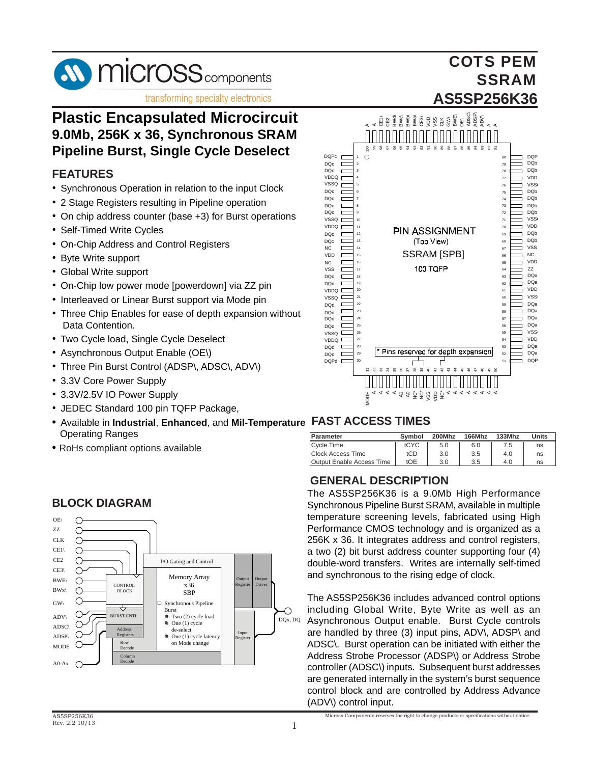# COTS PEM SSRAM AS5SP256K36

# Plastic Encapsulated Microcircuit
## 9.0Mb, 256K x 36, Synchronous SRAM Pipeline Burst, Single Cycle Deselect

## FEATURES

- Synchronous Operation in relation to the input Clock
- 2 Stage Registers resulting in Pipeline operation
- On chip address counter (base +3) for Burst operations
- Self-Timed Write Cycles
- On-Chip Address and Control Registers
- Byte Write support
- Global Write support
- On-Chip low power mode [powerdown] via ZZ pin
- Interleaved or Linear Burst support via Mode pin
- Three Chip Enables for ease of depth expansion without Data Contention.
- Two Cycle load, Single Cycle Deselect
- Asynchronous Output Enable (OE\)
- Three Pin Burst Control (ADSP\, ADSC\, ADV\)
- 3.3V Core Power Supply
- 3.3V/2.5V IO Power Supply
- JEDEC Standard 100 pin TQFP Package,
- Available in **Industrial**, **Enhanced**, and **Mil-Temperature** Operating Ranges
- RoHS compliant options available

PIN ASSIGNMENT (Top View) SSRAM [SPB] 100 TQFP

* Pins reserved for depth expansion

## FAST ACCESS TIMES

| Parameter | Symbol | 200Mhz | 166Mhz | 133Mhz | Units |
|---|---|---|---|---|---|
| Cycle Time | tCYC | 5.0 | 6.0 | 7.5 | ns |
| Clock Access Time | tCD | 3.0 | 3.5 | 4.0 | ns |
| Output Enable Access Time | tOE | 3.0 | 3.5 | 4.0 | ns |

## BLOCK DIAGRAM

## GENERAL DESCRIPTION

The AS5SP256K36 is a 9.0Mb High Performance Synchronous Pipeline Burst SRAM, available in multiple temperature screening levels, fabricated using High Performance CMOS technology and is organized as a 256K x 36. It integrates address and control registers, a two (2) bit burst address counter supporting four (4) double-word transfers. Writes are internally self-timed and synchronous to the rising edge of clock.

The AS5SP256K36 includes advanced control options including Global Write, Byte Write as well as an Asynchronous Output enable. Burst Cycle controls are handled by three (3) input pins, ADV\, ADSP\ and ADSC\. Burst operation can be initiated with either the Address Strobe Processor (ADSP\) or Address Strobe controller (ADSC\) inputs. Subsequent burst addresses are generated internally in the system's burst sequence control block and are controlled by Address Advance (ADV\) control input.

AS5SP256K36
Rev. 2.2 10/13

Micross Components reserves the right to change products or specifications without notice.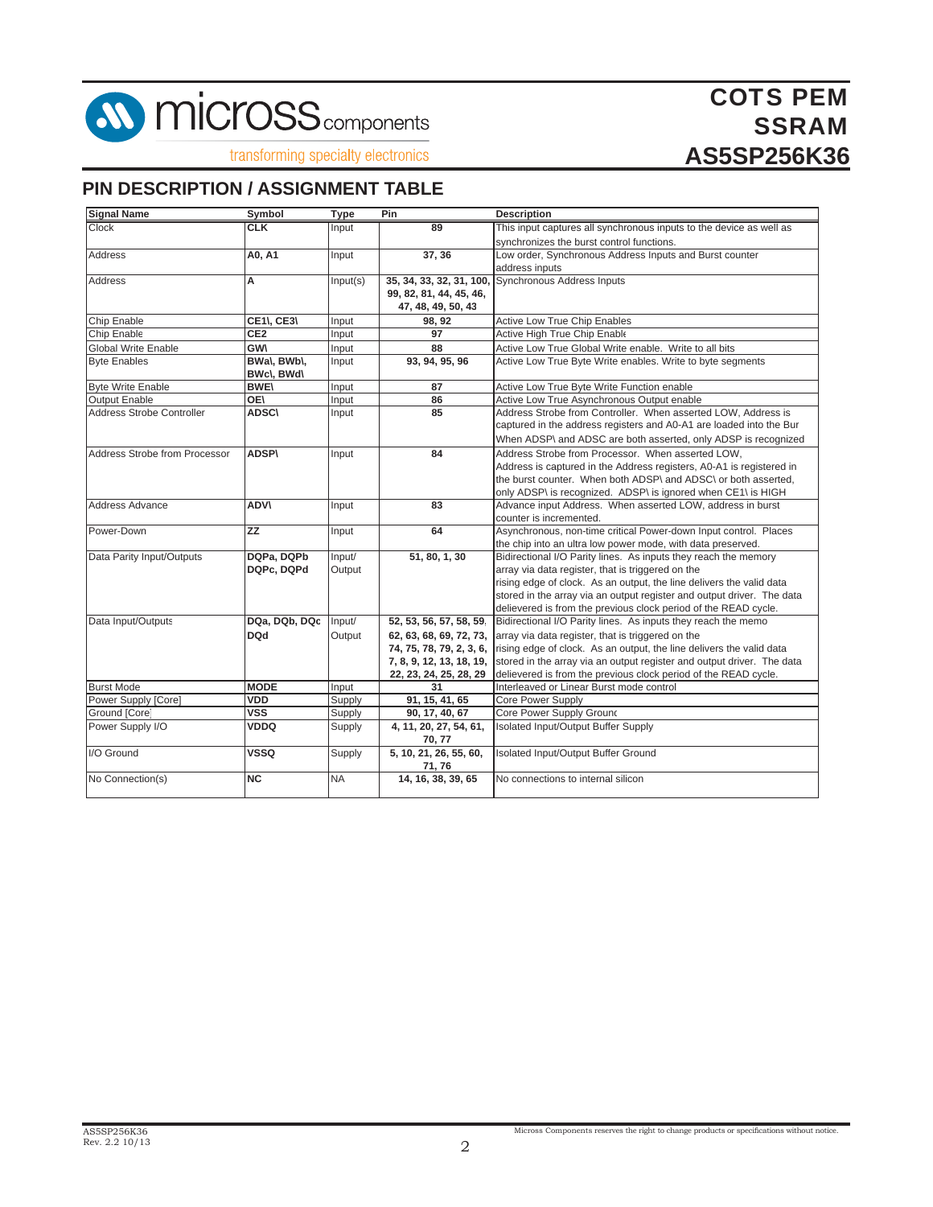## PIN DESCRIPTION / ASSIGNMENT TABLE

| Signal Name | Symbol | Type | Pin | Description |
|---|---|---|---|---|
| Clock | **CLK** | Input | **89** | This input captures all synchronous inputs to the device as well as synchronizes the burst control functions. |
| Address | **A0, A1** | Input | **37, 36** | Low order, Synchronous Address Inputs and Burst counter address inputs |
| Address | **A** | Input(s) | **35, 34, 33, 32, 31, 100, 99, 82, 81, 44, 45, 46, 47, 48, 49, 50, 43** | Synchronous Address Inputs |
| Chip Enable | **CE1\, CE3\** | Input | **98, 92** | Active Low True Chip Enables |
| Chip Enable | **CE2** | Input | **97** | Active High True Chip Enable |
| Global Write Enable | **GW\** | Input | **88** | Active Low True Global Write enable. Write to all bits |
| Byte Enables | **BWa\, BWb\, BWc\, BWd\** | Input | **93, 94, 95, 96** | Active Low True Byte Write enables. Write to byte segments |
| Byte Write Enable | **BWE\** | Input | **87** | Active Low True Byte Write Function enable |
| Output Enable | **OE\** | Input | **86** | Active Low True Asynchronous Output enable |
| Address Strobe Controller | **ADSC\** | Input | **85** | Address Strobe from Controller. When asserted LOW, Address is captured in the address registers and A0-A1 are loaded into the Bur When ADSP\ and ADSC are both asserted, only ADSP is recognized |
| Address Strobe from Processor | **ADSP\** | Input | **84** | Address Strobe from Processor. When asserted LOW, Address is captured in the Address registers, A0-A1 is registered in the burst counter. When both ADSP\ and ADSC\ or both asserted, only ADSP\ is recognized. ADSP\ is ignored when CE1\ is HIGH |
| Address Advance | **ADV\** | Input | **83** | Advance input Address. When asserted LOW, address in burst counter is incremented. |
| Power-Down | **ZZ** | Input | **64** | Asynchronous, non-time critical Power-down Input control. Places the chip into an ultra low power mode, with data preserved. |
| Data Parity Input/Outputs | **DQPa, DQPb DQPc, DQPd** | Input/ Output | **51, 80, 1, 30** | Bidirectional I/O Parity lines. As inputs they reach the memory array via data register, that is triggered on the rising edge of clock. As an output, the line delivers the valid data stored in the array via an output register and output driver. The data delievered is from the previous clock period of the READ cycle. |
| Data Input/Outputs | **DQa, DQb, DQc DQd** | Input/ Output | **52, 53, 56, 57, 58, 59, 62, 63, 68, 69, 72, 73, 74, 75, 78, 79, 2, 3, 6, 7, 8, 9, 12, 13, 18, 19, 22, 23, 24, 25, 28, 29** | Bidirectional I/O Parity lines. As inputs they reach the memo array via data register, that is triggered on the rising edge of clock. As an output, the line delivers the valid data stored in the array via an output register and output driver. The data delievered is from the previous clock period of the READ cycle. |
| Burst Mode | **MODE** | Input | **31** | Interleaved or Linear Burst mode control |
| Power Supply [Core] | **VDD** | Supply | **91, 15, 41, 65** | Core Power Supply |
| Ground [Core] | **VSS** | Supply | **90, 17, 40, 67** | Core Power Supply Ground |
| Power Supply I/O | **VDDQ** | Supply | **4, 11, 20, 27, 54, 61, 70, 77** | Isolated Input/Output Buffer Supply |
| I/O Ground | **VSSQ** | Supply | **5, 10, 21, 26, 55, 60, 71, 76** | Isolated Input/Output Buffer Ground |
| No Connection(s) | **NC** | NA | **14, 16, 38, 39, 65** | No connections to internal silicon |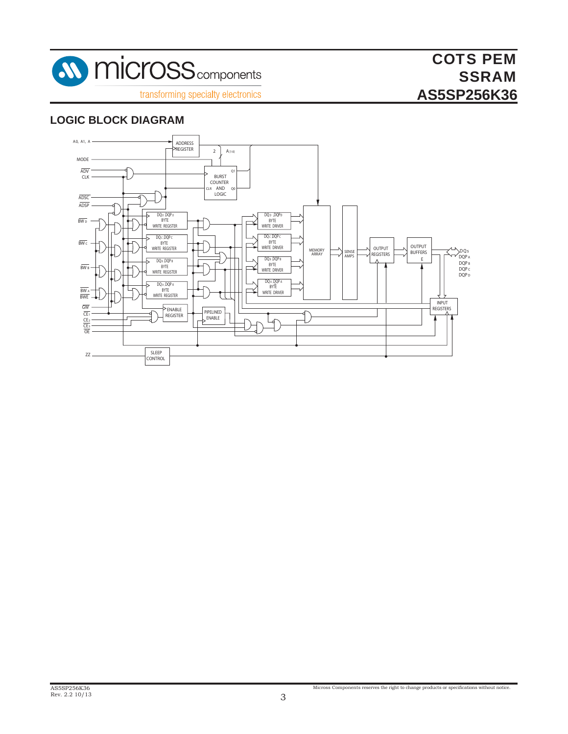## LOGIC BLOCK DIAGRAM

A0, A1, A

MODE

ADV

CLK

ADSC

ADSP

BW D

BW C

BW B

BW A

BWE

GW

CE1

CE2

CE3

OE

ZZ

ADDRESS REGISTER

2

A [1:0]

Q1

BURST COUNTER AND LOGIC

CLR

Q0

DQD DQPD BYTE WRITE REGISTER

DQC DQPC BYTE WRITE REGISTER

DQB DQPB BYTE WRITE REGISTER

DQA DQPA BYTE WRITE REGISTER

DQD DQPD BYTE WRITE DRIVER

DQC DQPC BYTE WRITE DRIVER

DQB DQPB BYTE WRITE DRIVER

DQA DQPA BYTE WRITE DRIVER

MEMORY ARRAY

SENSE AMPS

OUTPUT REGISTERS

OUTPUT BUFFERS

E

DQs

DQPA

DQPB

DQPC

DQPD

INPUT REGISTERS

ENABLE REGISTER

PIPELINED ENABLE

SLEEP CONTROL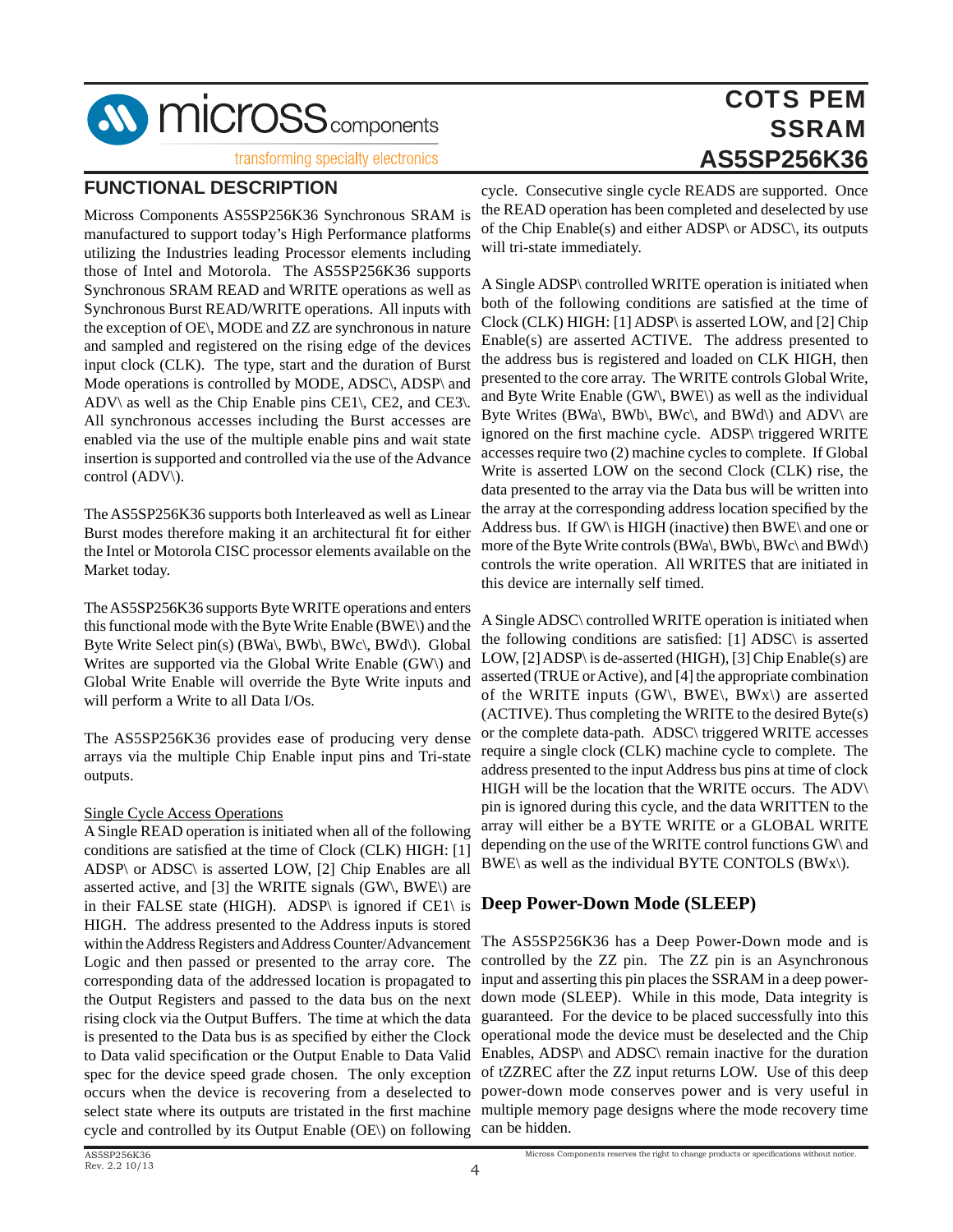## FUNCTIONAL DESCRIPTION

Micross Components AS5SP256K36 Synchronous SRAM is manufactured to support today's High Performance platforms utilizing the Industries leading Processor elements including those of Intel and Motorola. The AS5SP256K36 supports Synchronous SRAM READ and WRITE operations as well as Synchronous Burst READ/WRITE operations. All inputs with the exception of OE\, MODE and ZZ are synchronous in nature and sampled and registered on the rising edge of the devices input clock (CLK). The type, start and the duration of Burst Mode operations is controlled by MODE, ADSC\, ADSP\ and ADV\ as well as the Chip Enable pins CE1\, CE2, and CE3\. All synchronous accesses including the Burst accesses are enabled via the use of the multiple enable pins and wait state insertion is supported and controlled via the use of the Advance control (ADV\).

The AS5SP256K36 supports both Interleaved as well as Linear Burst modes therefore making it an architectural fit for either the Intel or Motorola CISC processor elements available on the Market today.

The AS5SP256K36 supports Byte WRITE operations and enters this functional mode with the Byte Write Enable (BWE\) and the Byte Write Select pin(s) (BWa\, BWb\, BWc\, BWd\). Global Writes are supported via the Global Write Enable (GW\) and Global Write Enable will override the Byte Write inputs and will perform a Write to all Data I/Os.

The AS5SP256K36 provides ease of producing very dense arrays via the multiple Chip Enable input pins and Tri-state outputs.

Single Cycle Access Operations

A Single READ operation is initiated when all of the following conditions are satisfied at the time of Clock (CLK) HIGH: [1] ADSP\ or ADSC\ is asserted LOW, [2] Chip Enables are all asserted active, and [3] the WRITE signals (GW\, BWE\) are in their FALSE state (HIGH). ADSP\ is ignored if CE1\ is HIGH. The address presented to the Address inputs is stored within the Address Registers and Address Counter/Advancement Logic and then passed or presented to the array core. The corresponding data of the addressed location is propagated to the Output Registers and passed to the data bus on the next rising clock via the Output Buffers. The time at which the data is presented to the Data bus is as specified by either the Clock to Data valid specification or the Output Enable to Data Valid spec for the device speed grade chosen. The only exception occurs when the device is recovering from a deselected to select state where its outputs are tristated in the first machine cycle and controlled by its Output Enable (OE\) on following cycle. Consecutive single cycle READS are supported. Once the READ operation has been completed and deselected by use of the Chip Enable(s) and either ADSP\ or ADSC\, its outputs will tri-state immediately.

A Single ADSP\ controlled WRITE operation is initiated when both of the following conditions are satisfied at the time of Clock (CLK) HIGH: [1] ADSP\ is asserted LOW, and [2] Chip Enable(s) are asserted ACTIVE. The address presented to the address bus is registered and loaded on CLK HIGH, then presented to the core array. The WRITE controls Global Write, and Byte Write Enable (GW\, BWE\) as well as the individual Byte Writes (BWa\, BWb\, BWc\, and BWd\) and ADV\ are ignored on the first machine cycle. ADSP\ triggered WRITE accesses require two (2) machine cycles to complete. If Global Write is asserted LOW on the second Clock (CLK) rise, the data presented to the array via the Data bus will be written into the array at the corresponding address location specified by the Address bus. If GW\ is HIGH (inactive) then BWE\ and one or more of the Byte Write controls (BWa\, BWb\, BWc\ and BWd\) controls the write operation. All WRITES that are initiated in this device are internally self timed.

A Single ADSC\ controlled WRITE operation is initiated when the following conditions are satisfied: [1] ADSC\ is asserted LOW, [2] ADSP\ is de-asserted (HIGH), [3] Chip Enable(s) are asserted (TRUE or Active), and [4] the appropriate combination of the WRITE inputs (GW\, BWE\, BWx\) are asserted (ACTIVE). Thus completing the WRITE to the desired Byte(s) or the complete data-path. ADSC\ triggered WRITE accesses require a single clock (CLK) machine cycle to complete. The address presented to the input Address bus pins at time of clock HIGH will be the location that the WRITE occurs. The ADV\ pin is ignored during this cycle, and the data WRITTEN to the array will either be a BYTE WRITE or a GLOBAL WRITE depending on the use of the WRITE control functions GW\ and BWE\ as well as the individual BYTE CONTOLS (BWx\).

## Deep Power-Down Mode (SLEEP)

The AS5SP256K36 has a Deep Power-Down mode and is controlled by the ZZ pin. The ZZ pin is an Asynchronous input and asserting this pin places the SSRAM in a deep power-down mode (SLEEP). While in this mode, Data integrity is guaranteed. For the device to be placed successfully into this operational mode the device must be deselected and the Chip Enables, ADSP\ and ADSC\ remain inactive for the duration of tZZREC after the ZZ input returns LOW. Use of this deep power-down mode conserves power and is very useful in multiple memory page designs where the mode recovery time can be hidden.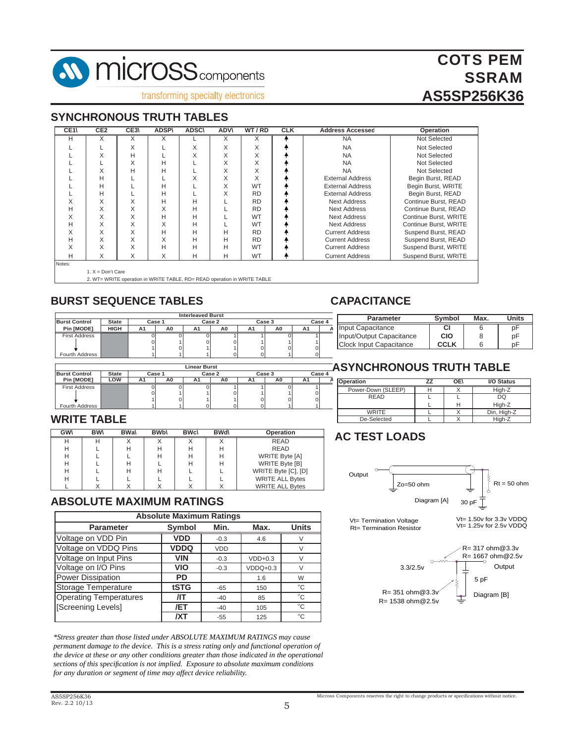## SYNCHRONOUS TRUTH TABLES

| CE1\ | CE2 | CE3\ | ADSP\ | ADSC\ | ADV\ | WT / RD | CLK | Address Accessed | Operation |
|---|---|---|---|---|---|---|---|---|---|
| H | X | X | X | L | X | X | ↑ | NA | Not Selected |
| L | L | X | L | X | X | X | ↑ | NA | Not Selected |
| L | X | H | L | X | X | X | ↑ | NA | Not Selected |
| L | L | X | H | L | X | X | ↑ | NA | Not Selected |
| L | X | H | H | L | X | X | ↑ | NA | Not Selected |
| L | H | L | L | X | X | X | ↑ | External Address | Begin Burst, READ |
| L | H | L | H | L | X | WT | ↑ | External Address | Begin Burst, WRITE |
| L | H | L | H | L | X | RD | ↑ | External Address | Begin Burst, READ |
| X | X | X | H | H | L | RD | ↑ | Next Address | Continue Burst, READ |
| H | X | X | X | H | L | RD | ↑ | Next Address | Continue Burst, READ |
| X | X | X | H | H | L | WT | ↑ | Next Address | Continue Burst, WRITE |
| H | X | X | X | H | L | WT | ↑ | Next Address | Continue Burst, WRITE |
| X | X | X | H | H | H | RD | ↑ | Current Address | Suspend Burst, READ |
| H | X | X | X | H | H | RD | ↑ | Current Address | Suspend Burst, READ |
| X | X | X | H | H | H | WT | ↑ | Current Address | Suspend Burst, WRITE |
| H | X | X | X | H | H | WT | ↑ | Current Address | Suspend Burst, WRITE |

Notes:
1. X = Don't Care
2. WT= WRITE operation in WRITE TABLE, RD= READ operation in WRITE TABLE

## BURST SEQUENCE TABLES

**Interleaved Burst**

| Burst Control | State | Case 1 | | Case 2 | | Case 3 | | Case 4 | |
|---|---|---|---|---|---|---|---|---|---|
| Pin [MODE] | HIGH | A1 | A0 | A1 | A0 | A1 | A0 | A1 | A0 |
| First Address | | 0 | 0 | 0 | 1 | 1 | 0 | 1 | 1 |
| | | 0 | 1 | 0 | 0 | 1 | 1 | 1 | 0 |
| ↓ | | 1 | 0 | 1 | 1 | 0 | 0 | 0 | 1 |
| Fourth Address | | 1 | 1 | 1 | 0 | 0 | 1 | 0 | 0 |

**Linear Burst**

| Burst Control | State | Case 1 | | Case 2 | | Case 3 | | Case 4 | |
|---|---|---|---|---|---|---|---|---|---|
| Pin [MODE] | LOW | A1 | A0 | A1 | A0 | A1 | A0 | A1 | A0 |
| First Address | | 0 | 0 | 0 | 1 | 1 | 0 | 1 | 1 |
| | | 0 | 1 | 1 | 0 | 1 | 1 | 0 | 0 |
| ↓ | | 1 | 0 | 1 | 1 | 0 | 0 | 0 | 1 |
| Fourth Address | | 1 | 1 | 0 | 0 | 0 | 1 | 1 | 0 |

## CAPACITANCE

| Parameter | Symbol | Max. | Units |
|---|---|---|---|
| Input Capacitance | CI | 6 | pF |
| Input/Output Capacitance | CIO | 8 | pF |
| Clock Input Capacitance | CCLK | 6 | pF |

## ASYNCHRONOUS TRUTH TABLE

| Operation | ZZ | OE\ | I/O Status |
|---|---|---|---|
| Power-Down (SLEEP) | H | X | High-Z |
| READ | L | L | DQ |
| | L | H | High-Z |
| WRITE | L | X | Din, High-Z |
| De-Selected | L | X | High-Z |

## WRITE TABLE

| GW\ | BW\ | BWa\ | BWb\ | BWc\ | BWd\ | Operation |
|---|---|---|---|---|---|---|
| H | H | X | X | X | X | READ |
| H | L | H | H | H | H | READ |
| H | L | L | H | H | H | WRITE Byte [A] |
| H | L | H | L | H | H | WRITE Byte [B] |
| H | L | H | H | L | L | WRITE Byte [C], [D] |
| H | L | L | L | L | L | WRITE ALL Bytes |
| L | X | X | X | X | X | WRITE ALL Bytes |

## AC TEST LOADS

Output — Zo=50 ohm — Rt = 50 ohm — 30 pF

Diagram [A]

Vt= Termination Voltage
Rt= Termination Resistor

Vt= 1.50v for 3.3v VDDQ
Vt= 1.25v for 2.5v VDDQ

3.3/2.5v — R= 317 ohm@3.3v, R= 1667 ohm@2.5v — Output — 5 pF

R= 351 ohm@3.3v
R= 1538 ohm@2.5v

Diagram [B]

## ABSOLUTE MAXIMUM RATINGS

| Absolute Maximum Ratings | | | | |
|---|---|---|---|---|
| **Parameter** | **Symbol** | **Min.** | **Max.** | **Units** |
| Voltage on VDD Pin | VDD | -0.3 | 4.6 | V |
| Voltage on VDDQ Pins | VDDQ | VDD | | V |
| Voltage on Input Pins | VIN | -0.3 | VDD+0.3 | V |
| Voltage on I/O Pins | VIO | -0.3 | VDDQ+0.3 | V |
| Power Dissipation | PD | | 1.6 | W |
| Storage Temperature | tSTG | -65 | 150 | °C |
| Operating Temperatures | /IT | -40 | 85 | °C |
| [Screening Levels] | /ET | -40 | 105 | °C |
| | /XT | -55 | 125 | °C |

*\*Stress greater than those listed under ABSOLUTE MAXIMUM RATINGS may cause permanent damage to the device. This is a stress rating only and functional operation of the device at these or any other conditions greater than those indicated in the operational sections of this specification is not implied. Exposure to absolute maximum conditions for any duration or segment of time may affect device reliability.*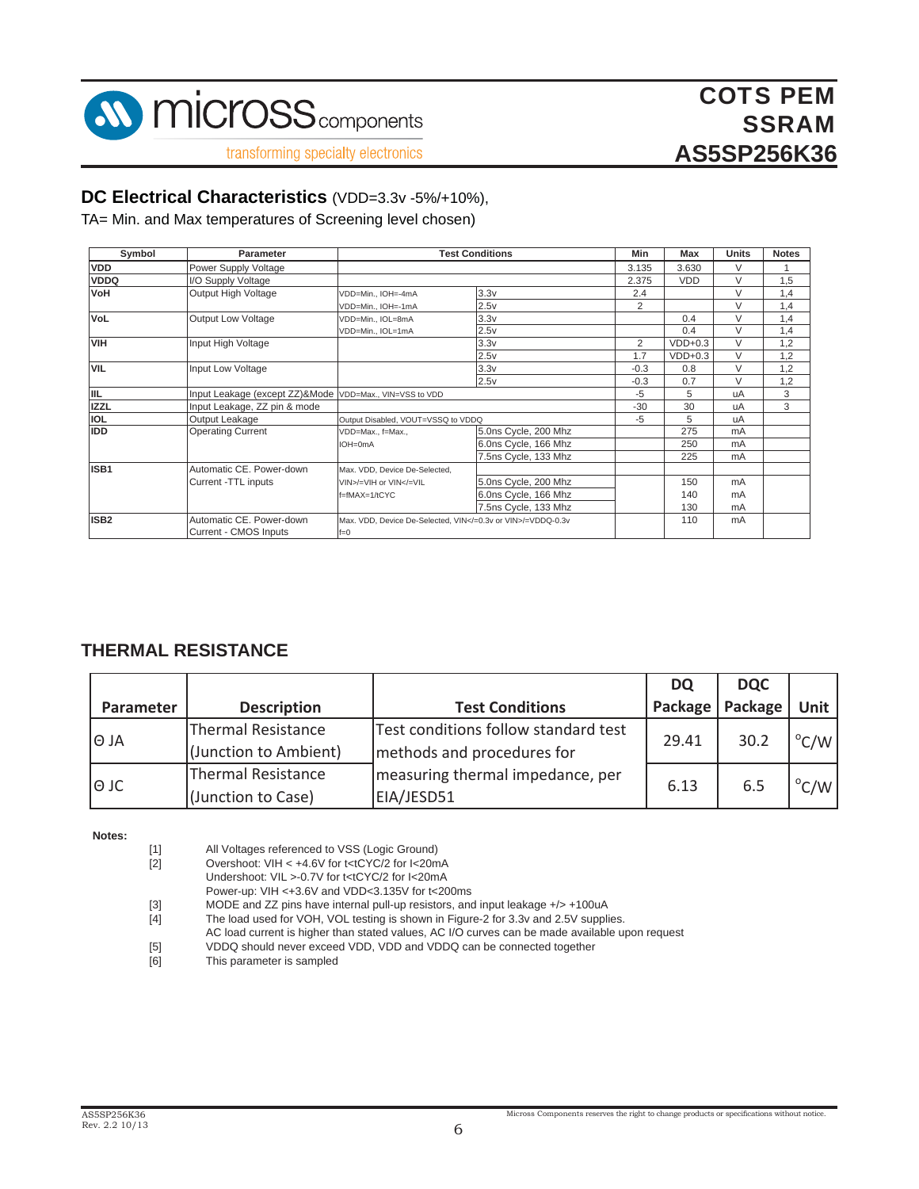## DC Electrical Characteristics (VDD=3.3v -5%/+10%),

TA= Min. and Max temperatures of Screening level chosen)

| Symbol | Parameter | Test Conditions | | Min | Max | Units | Notes |
|---|---|---|---|---|---|---|---|
| VDD | Power Supply Voltage | | | 3.135 | 3.630 | V | 1 |
| VDDQ | I/O Supply Voltage | | | 2.375 | VDD | V | 1,5 |
| VoH | Output High Voltage | VDD=Min., IOH=-4mA | 3.3v | 2.4 | | V | 1,4 |
| | | VDD=Min., IOH=-1mA | 2.5v | 2 | | V | 1,4 |
| VoL | Output Low Voltage | VDD=Min., IOL=8mA | 3.3v | | 0.4 | V | 1,4 |
| | | VDD=Min., IOL=1mA | 2.5v | | 0.4 | V | 1,4 |
| VIH | Input High Voltage | | 3.3v | 2 | VDD+0.3 | V | 1,2 |
| | | | 2.5v | 1.7 | VDD+0.3 | V | 1,2 |
| VIL | Input Low Voltage | | 3.3v | -0.3 | 0.8 | V | 1,2 |
| | | | 2.5v | -0.3 | 0.7 | V | 1,2 |
| IIL | Input Leakage (except ZZ)&Mode | VDD=Max., VIN=VSS to VDD | | -5 | 5 | uA | 3 |
| IZZL | Input Leakage, ZZ pin & mode | | | -30 | 30 | uA | 3 |
| IOL | Output Leakage | Output Disabled, VOUT=VSSQ to VDDQ | | -5 | 5 | uA | |
| IDD | Operating Current | VDD=Max., f=Max., | 5.0ns Cycle, 200 Mhz | | 275 | mA | |
| | | IOH=0mA | 6.0ns Cycle, 166 Mhz | | 250 | mA | |
| | | | 7.5ns Cycle, 133 Mhz | | 225 | mA | |
| ISB1 | Automatic CE. Power-down | Max. VDD, Device De-Selected, | | | | | |
| | Current -TTL inputs | VIN>/=VIH or VIN</=VIL | 5.0ns Cycle, 200 Mhz | | 150 | mA | |
| | | f=fMAX=1/tCYC | 6.0ns Cycle, 166 Mhz | | 140 | mA | |
| | | | 7.5ns Cycle, 133 Mhz | | 130 | mA | |
| ISB2 | Automatic CE. Power-down Current - CMOS Inputs | Max. VDD, Device De-Selected, VIN</=0.3v or VIN>/=VDDQ-0.3v f=0 | | | 110 | mA | |

## THERMAL RESISTANCE

| Parameter | Description | Test Conditions | DQ Package | DQC Package | Unit |
|---|---|---|---|---|---|
| Θ JA | Thermal Resistance (Junction to Ambient) | Test conditions follow standard test methods and procedures for measuring thermal impedance, per EIA/JESD51 | 29.41 | 30.2 | °C/W |
| Θ JC | Thermal Resistance (Junction to Case) | | 6.13 | 6.5 | °C/W |

**Notes:**

[1] All Voltages referenced to VSS (Logic Ground)

[2] Overshoot: VIH < +4.6V for t<tCYC/2 for I<20mA
Undershoot: VIL >-0.7V for t<tCYC/2 for I<20mA
Power-up: VIH <+3.6V and VDD<3.135V for t<200ms

[3] MODE and ZZ pins have internal pull-up resistors, and input leakage +/> +100uA

[4] The load used for VOH, VOL testing is shown in Figure-2 for 3.3v and 2.5V supplies.
AC load current is higher than stated values, AC I/O curves can be made available upon request

[5] VDDQ should never exceed VDD, VDD and VDDQ can be connected together

[6] This parameter is sampled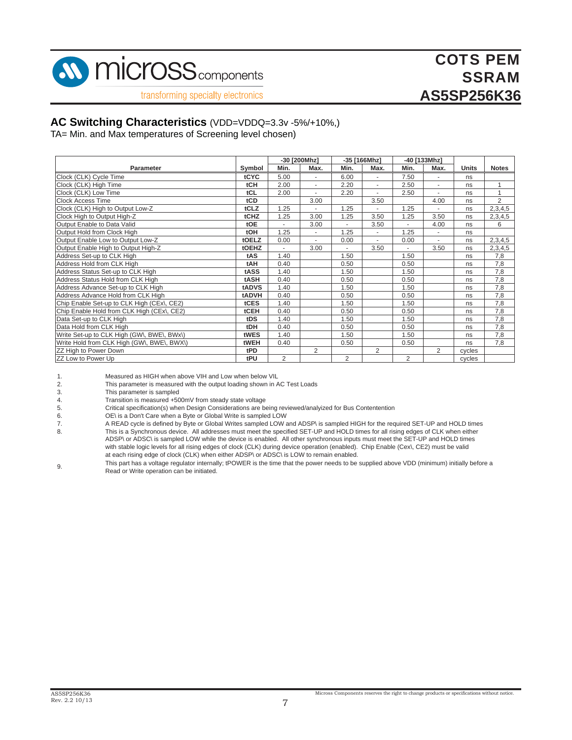## AC Switching Characteristics (VDD=VDDQ=3.3v -5%/+10%,)

TA= Min. and Max temperatures of Screening level chosen)

| Parameter | Symbol | -30 [200Mhz] | | -35 [166Mhz] | | -40 [133Mhz] | | Units | Notes |
|---|---|---|---|---|---|---|---|---|---|
| | | Min. | Max. | Min. | Max. | Min. | Max. | | |
| Clock (CLK) Cycle Time | tCYC | 5.00 | - | 6.00 | - | 7.50 | - | ns | |
| Clock (CLK) High Time | tCH | 2.00 | - | 2.20 | - | 2.50 | - | ns | 1 |
| Clock (CLK) Low Time | tCL | 2.00 | - | 2.20 | - | 2.50 | - | ns | 1 |
| Clock Access Time | tCD | | 3.00 | | 3.50 | | 4.00 | ns | 2 |
| Clock (CLK) High to Output Low-Z | tCLZ | 1.25 | - | 1.25 | - | 1.25 | - | ns | 2,3,4,5 |
| Clock High to Output High-Z | tCHZ | 1.25 | 3.00 | 1.25 | 3.50 | 1.25 | 3.50 | ns | 2,3,4,5 |
| Output Enable to Data Valid | tOE | - | 3.00 | - | 3.50 | - | 4.00 | ns | 6 |
| Output Hold from Clock High | tOH | 1.25 | - | 1.25 | - | 1.25 | - | ns | |
| Output Enable Low to Output Low-Z | tOELZ | 0.00 | - | 0.00 | - | 0.00 | - | ns | 2,3,4,5 |
| Output Enable High to Output High-Z | tOEHZ | - | 3.00 | - | 3.50 | - | 3.50 | ns | 2,3,4,5 |
| Address Set-up to CLK High | tAS | 1.40 | | 1.50 | | 1.50 | | ns | 7,8 |
| Address Hold from CLK High | tAH | 0.40 | | 0.50 | | 0.50 | | ns | 7,8 |
| Address Status Set-up to CLK High | tASS | 1.40 | | 1.50 | | 1.50 | | ns | 7,8 |
| Address Status Hold from CLK High | tASH | 0.40 | | 0.50 | | 0.50 | | ns | 7,8 |
| Address Advance Set-up to CLK High | tADVS | 1.40 | | 1.50 | | 1.50 | | ns | 7,8 |
| Address Advance Hold from CLK High | tADVH | 0.40 | | 0.50 | | 0.50 | | ns | 7,8 |
| Chip Enable Set-up to CLK High (CEx\, CE2) | tCES | 1.40 | | 1.50 | | 1.50 | | ns | 7,8 |
| Chip Enable Hold from CLK High (CEx\, CE2) | tCEH | 0.40 | | 0.50 | | 0.50 | | ns | 7,8 |
| Data Set-up to CLK High | tDS | 1.40 | | 1.50 | | 1.50 | | ns | 7,8 |
| Data Hold from CLK High | tDH | 0.40 | | 0.50 | | 0.50 | | ns | 7,8 |
| Write Set-up to CLK High (GW\, BWE\, BWx\) | tWES | 1.40 | | 1.50 | | 1.50 | | ns | 7,8 |
| Write Hold from CLK High (GW\, BWE\, BWX\) | tWEH | 0.40 | | 0.50 | | 0.50 | | ns | 7,8 |
| ZZ High to Power Down | tPD | | 2 | | 2 | | 2 | cycles | |
| ZZ Low to Power Up | tPU | 2 | | 2 | | 2 | | cycles | |

1. Measured as HIGH when above VIH and Low when below VIL
2. This parameter is measured with the output loading shown in AC Test Loads
3. This parameter is sampled
4. Transition is measured +500mV from steady state voltage
5. Critical specification(s) when Design Considerations are being reviewed/analyized for Bus Contentention
6. OE\ is a Don't Care when a Byte or Global Write is sampled LOW
7. A READ cycle is defined by Byte or Global Writes sampled LOW and ADSP\ is sampled HIGH for the required SET-UP and HOLD times
8. This is a Synchronous device. All addresses must meet the specified SET-UP and HOLD times for all rising edges of CLK when either ADSP\ or ADSC\ is sampled LOW while the device is enabled. All other synchronous inputs must meet the SET-UP and HOLD times with stable logic levels for all rising edges of clock (CLK) during device operation (enabled). Chip Enable (Cex\, CE2) must be valid at each rising edge of clock (CLK) when either ADSP\ or ADSC\ is LOW to remain enabled.
9. This part has a voltage regulator internally; tPOWER is the time that the power needs to be supplied above VDD (minimum) initially before a Read or Write operation can be initiated.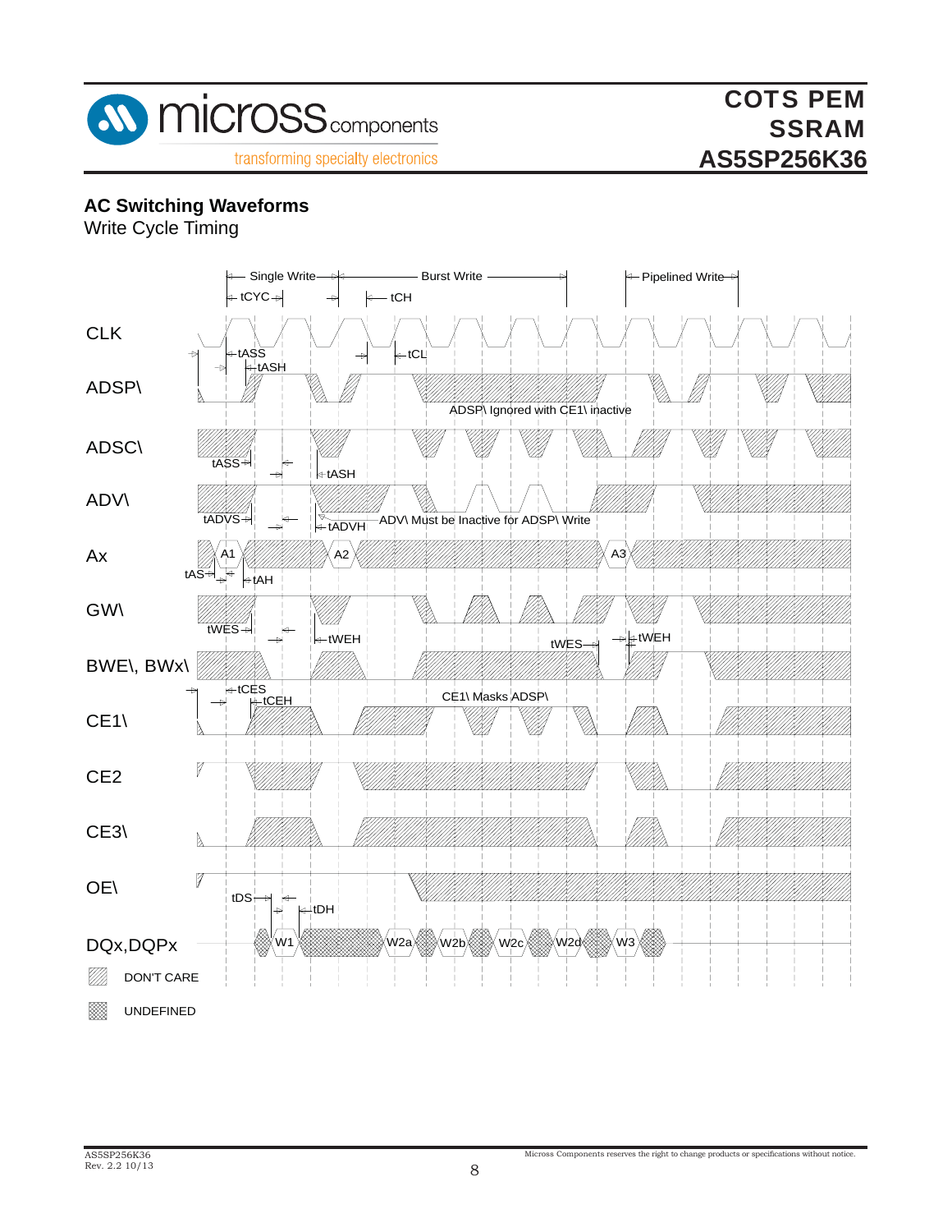## AC Switching Waveforms

Write Cycle Timing

Single Write | Burst Write | Pipelined Write

tCYC | tCH | tCL

CLK

tASS | tASH

ADSP\

ADSP\ Ignored with CE1\ inactive

ADSC\

tASS | tASH

ADV\

tADVS | tADVH | ADV\ Must be Inactive for ADSP\ Write

Ax

A1 | A2 | A3

tAS | tAH

GW\

tWES | tWEH | tWES | tWEH

BWE\, BWx\

tCES | tCEH | CE1\ Masks ADSP\

CE1\

CE2

CE3\

OE\

tDS | tDH

DQx,DQPx

W1 | W2a | W2b | W2c | W2d | W3

DON'T CARE

UNDEFINED

AS5SP256K36
Rev. 2.2 10/13

Micross Components reserves the right to change products or specifications without notice.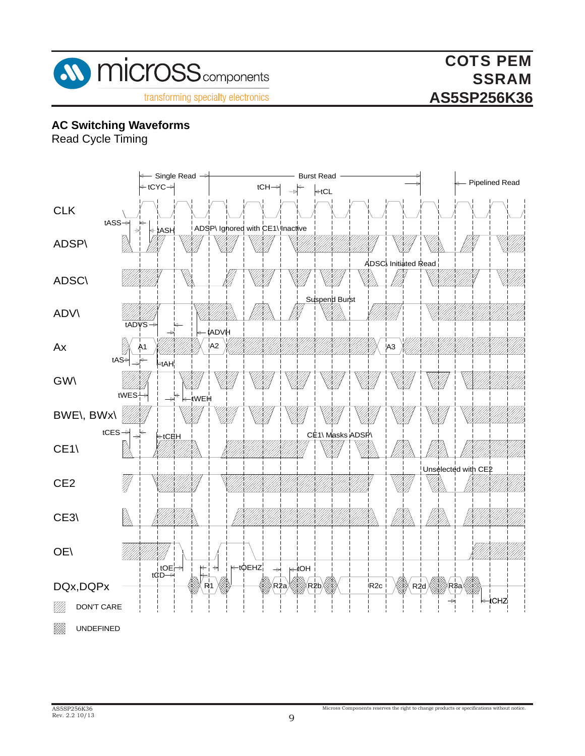## AC Switching Waveforms

Read Cycle Timing

Single Read — Burst Read — Pipelined Read

tCYC, tCH, tCL

CLK

tASS, tASH

ADSP\ — ADSP\ Ignored with CE1\ Inactive

ADSC\ — ADSC\ Initiated Read

ADV\ — Suspend Burst

tADVS, tADVH

Ax — A1, A2, A3

tAS, tAH

GW\

tWES, tWEH

BWE\, BWx\

tCES, tCEH

CE1\ — CE1\ Masks ADSP\

CE2 — Unselected with CE2

CE3\

OE\

tOE, tCD, tOEHZ, tOH

DQx,DQPx — R1, R2a, R2b, R2c, R2d, R3a

tCHZ

DON'T CARE

UNDEFINED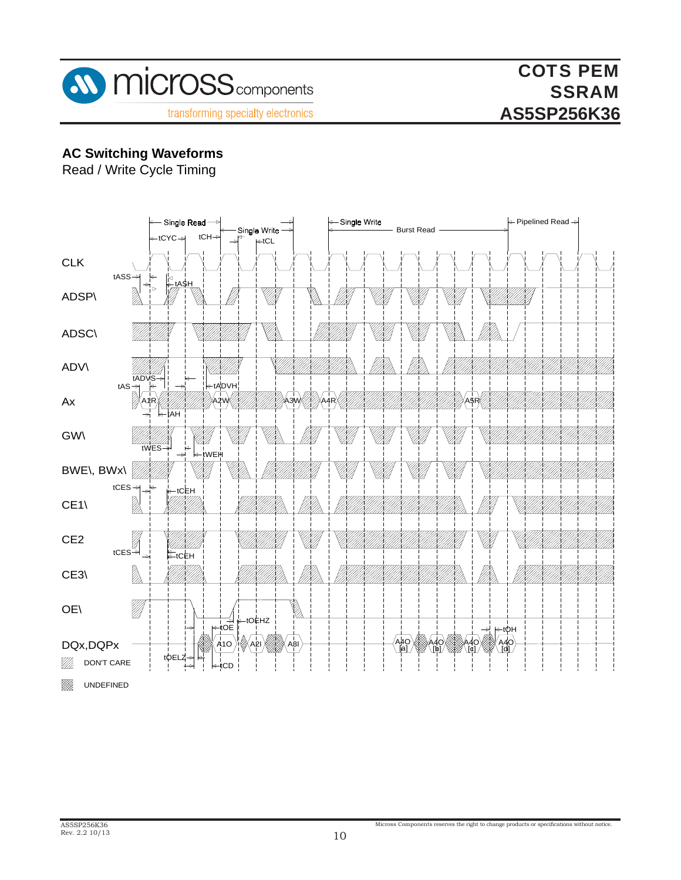## AC Switching Waveforms

Read / Write Cycle Timing

Single Read | Single Write | Single Write | Burst Read | Pipelined Read

tCYC | tCH | tCL

CLK

tASS | tASH

ADSP\

ADSC\

ADV\

tADVS | tADVH

tAS

Ax

A1R | A2W | A3W | A4R | A5R

tAH

GW\

tWES | tWEH

BWE\, BWx\

tCES | tCEH

CE1\

CE2

tCES | tCEH

CE3\

OE\

tOEHZ

tOE | tOH

DQx,DQPx

A1O | A2I | A3I | A4O [a] | A4O [b] | A4O [c] | A4O [d]

tOELZ | tCD

DON'T CARE

UNDEFINED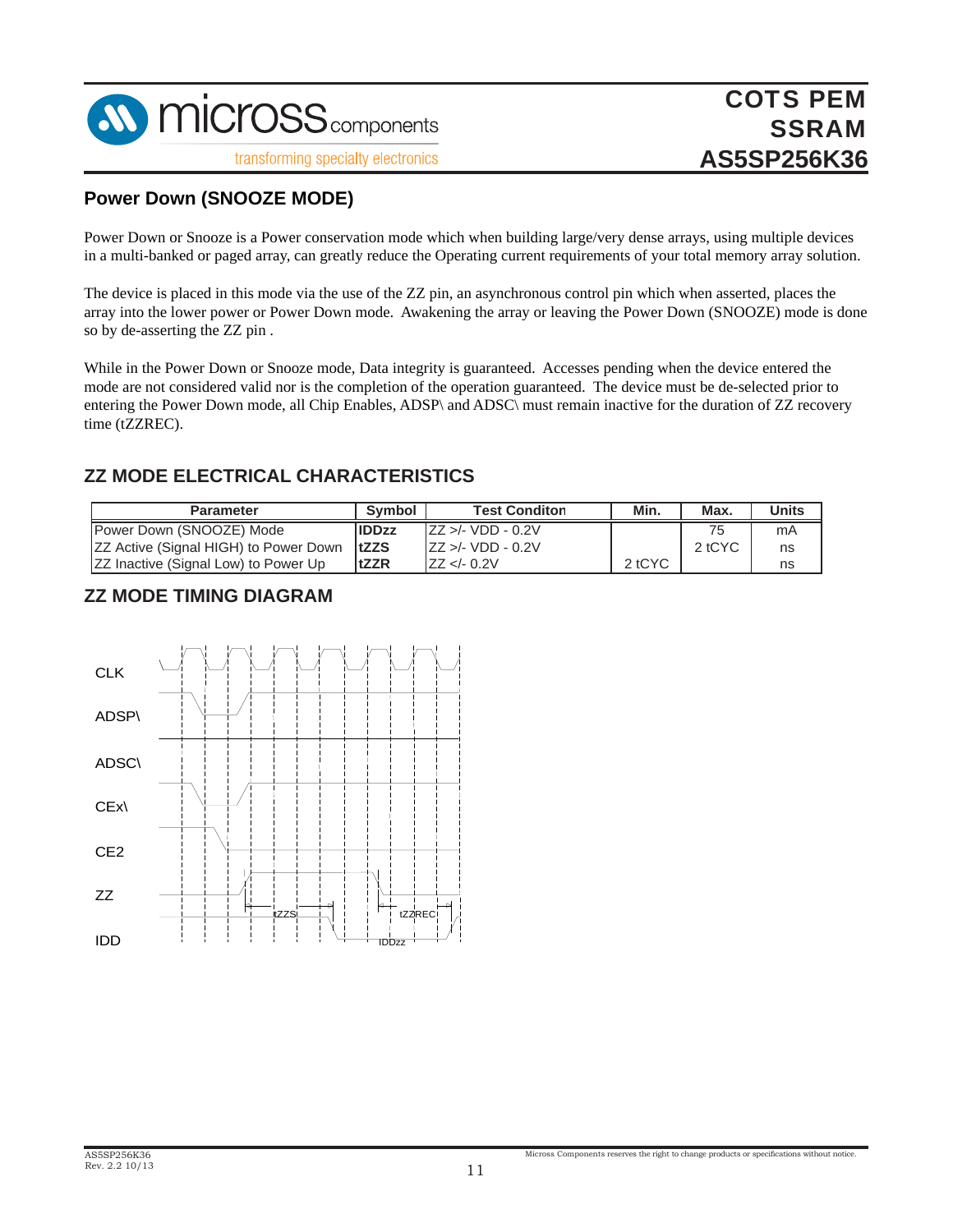## Power Down (SNOOZE MODE)

Power Down or Snooze is a Power conservation mode which when building large/very dense arrays, using multiple devices in a multi-banked or paged array, can greatly reduce the Operating current requirements of your total memory array solution.

The device is placed in this mode via the use of the ZZ pin, an asynchronous control pin which when asserted, places the array into the lower power or Power Down mode. Awakening the array or leaving the Power Down (SNOOZE) mode is done so by de-asserting the ZZ pin .

While in the Power Down or Snooze mode, Data integrity is guaranteed. Accesses pending when the device entered the mode are not considered valid nor is the completion of the operation guaranteed. The device must be de-selected prior to entering the Power Down mode, all Chip Enables, ADSP\ and ADSC\ must remain inactive for the duration of ZZ recovery time (tZZREC).

## ZZ MODE ELECTRICAL CHARACTERISTICS

| Parameter | Symbol | Test Conditon | Min. | Max. | Units |
|---|---|---|---|---|---|
| Power Down (SNOOZE) Mode | **IDDzz** | ZZ >/- VDD - 0.2V | | 75 | mA |
| ZZ Active (Signal HIGH) to Power Down | **tZZS** | ZZ >/- VDD - 0.2V | | 2 tCYC | ns |
| ZZ Inactive (Signal Low) to Power Up | **tZZR** | ZZ </- 0.2V | 2 tCYC | | ns |

## ZZ MODE TIMING DIAGRAM

CLK

ADSP\

ADSC\

CEx\

CE2

ZZ

IDD

tZZS

tZZREC

IDDzz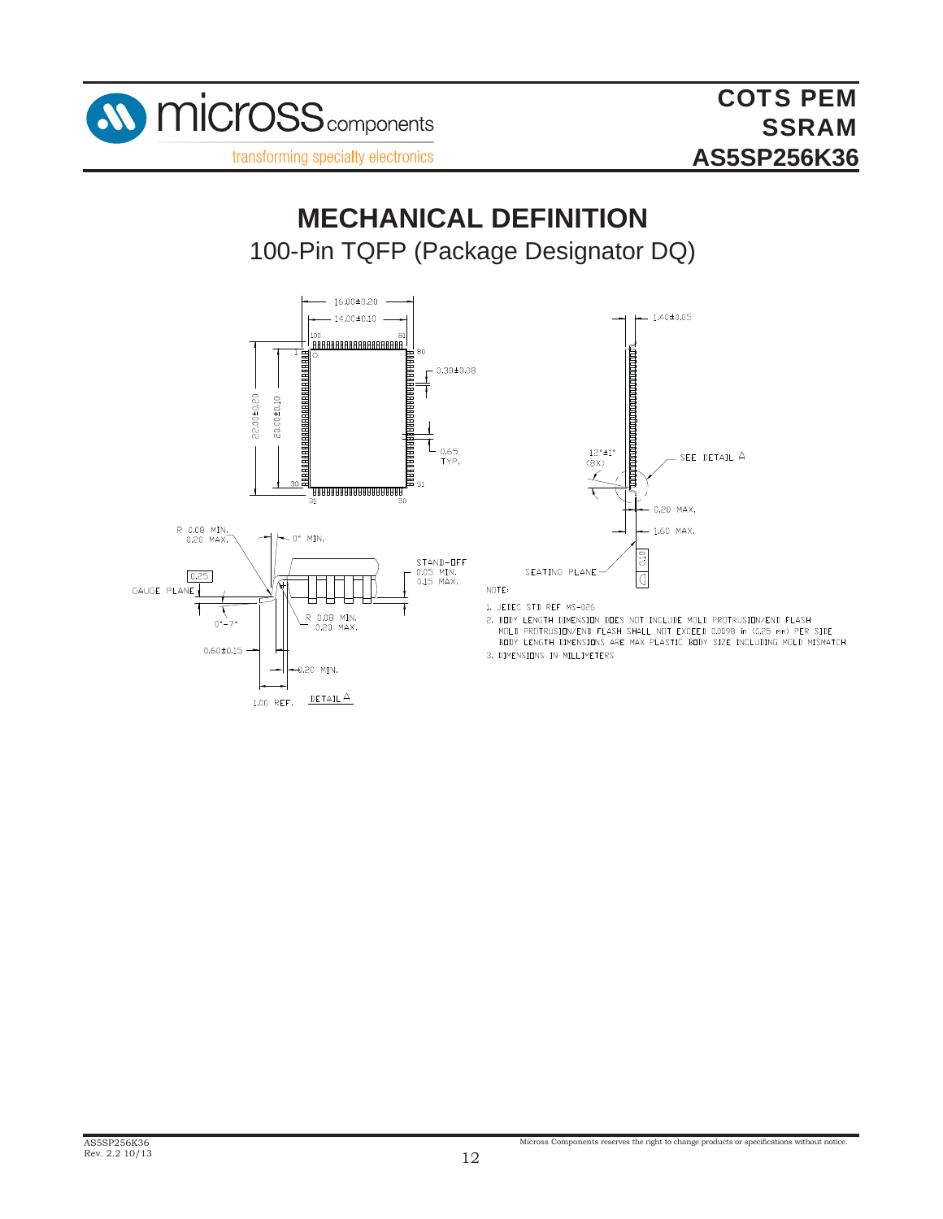# MECHANICAL DEFINITION

100-Pin TQFP (Package Designator DQ)

16.00±0.20
14.00±0.10
100
81
1
80
0.30±0.08
22.00±0.20
20.00±0.10
0.65 TYP.
30
51
31
50

1.40±0.05
12°±1° (8X)
SEE DETAIL A
0.20 MAX.
1.60 MAX.
SEATING PLANE
0.10

R 0.08 MIN. 0.20 MAX.
0° MIN.
0.25
GAUGE PLANE
STAND-OFF 0.05 MIN. 0.15 MAX.
0°-7°
R 0.08 MIN. 0.20 MAX.
0.60±0.15
0.20 MIN.
1.00 REF.
DETAIL A

NOTE:

1. JEDEC STD REF MS-026
2. BODY LENGTH DIMENSION DOES NOT INCLUDE MOLD PROTRUSION/END FLASH MOLD PROTRUSION/END FLASH SHALL NOT EXCEED 0.0098 in (0.25 mm) PER SIDE BODY LENGTH DIMENSIONS ARE MAX PLASTIC BODY SIZE INCLUDING MOLD MISMATCH
3. DIMENSIONS IN MILLIMETERS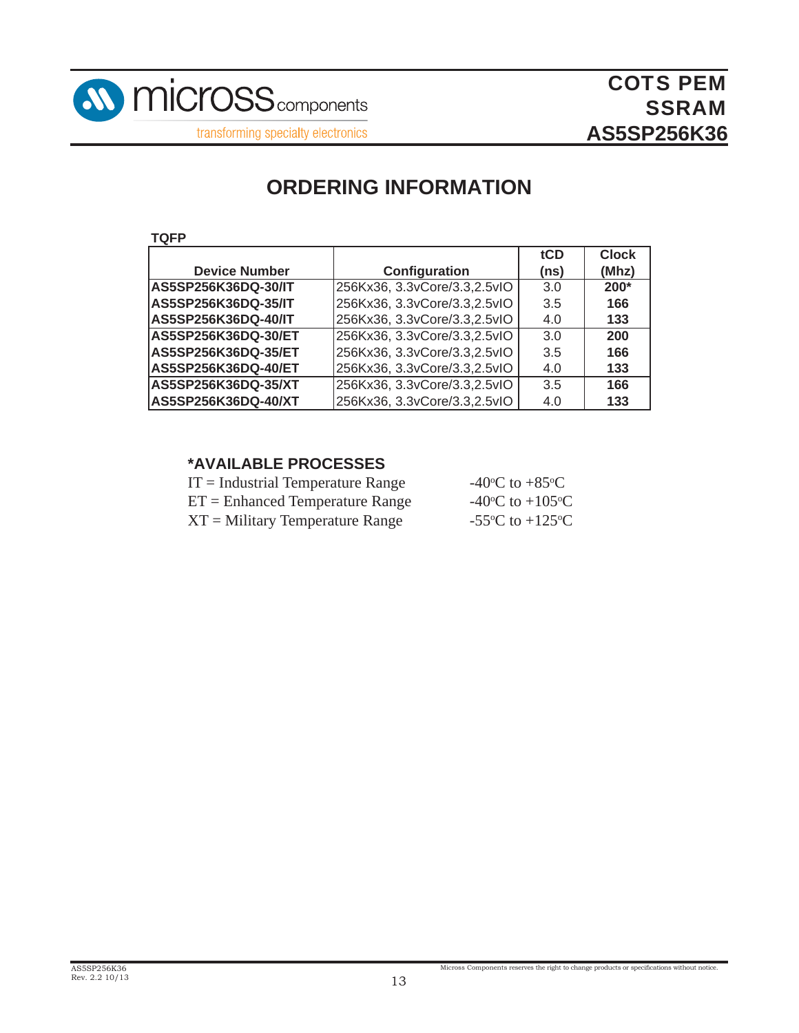# ORDERING INFORMATION

**TQFP**

| Device Number | Configuration | tCD (ns) | Clock (Mhz) |
|---|---|---|---|
| **AS5SP256K36DQ-30/IT** | 256Kx36, 3.3vCore/3.3,2.5vIO | 3.0 | **200*** |
| **AS5SP256K36DQ-35/IT** | 256Kx36, 3.3vCore/3.3,2.5vIO | 3.5 | **166** |
| **AS5SP256K36DQ-40/IT** | 256Kx36, 3.3vCore/3.3,2.5vIO | 4.0 | **133** |
| **AS5SP256K36DQ-30/ET** | 256Kx36, 3.3vCore/3.3,2.5vIO | 3.0 | **200** |
| **AS5SP256K36DQ-35/ET** | 256Kx36, 3.3vCore/3.3,2.5vIO | 3.5 | **166** |
| **AS5SP256K36DQ-40/ET** | 256Kx36, 3.3vCore/3.3,2.5vIO | 4.0 | **133** |
| **AS5SP256K36DQ-35/XT** | 256Kx36, 3.3vCore/3.3,2.5vIO | 3.5 | **166** |
| **AS5SP256K36DQ-40/XT** | 256Kx36, 3.3vCore/3.3,2.5vIO | 4.0 | **133** |

### *AVAILABLE PROCESSES

| | |
|---|---|
| IT = Industrial Temperature Range | -40°C to +85°C |
| ET = Enhanced Temperature Range | -40°C to +105°C |
| XT = Military Temperature Range | -55°C to +125°C |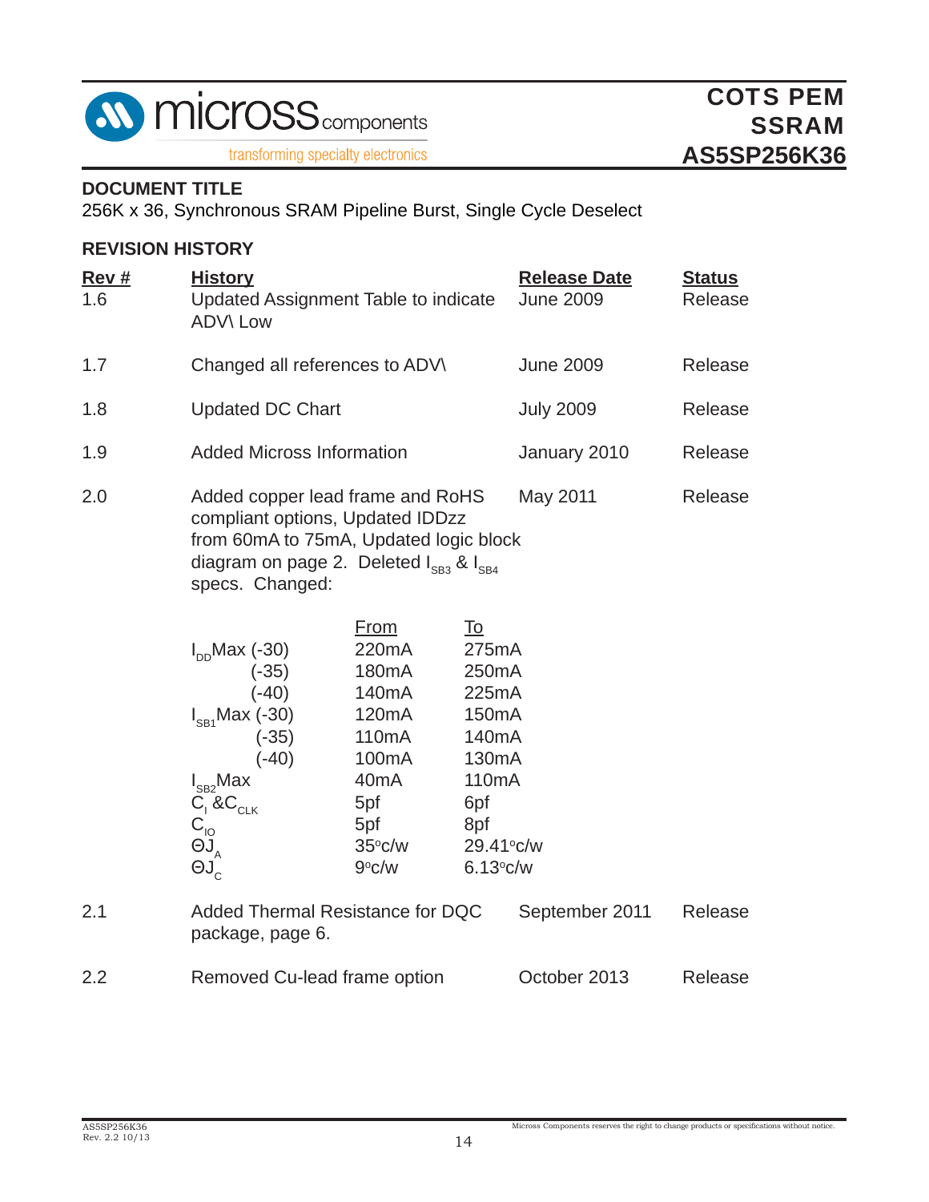**COTS PEM**
**SSRAM**
**AS5SP256K36**

### DOCUMENT TITLE

256K x 36, Synchronous SRAM Pipeline Burst, Single Cycle Deselect

### REVISION HISTORY

| Rev # | History | Release Date | Status |
|---|---|---|---|
| 1.6 | Updated Assignment Table to indicate ADV\ Low | June 2009 | Release |
| 1.7 | Changed all references to ADV\ | June 2009 | Release |
| 1.8 | Updated DC Chart | July 2009 | Release |
| 1.9 | Added Micross Information | January 2010 | Release |
| 2.0 | Added copper lead frame and RoHS compliant options, Updated IDDzz from 60mA to 75mA, Updated logic block diagram on page 2. Deleted $I_{SB3}$ & $I_{SB4}$ specs. Changed: | May 2011 | Release |

| | From | To |
|---|---|---|
| $I_{DD}$Max (-30) | 220mA | 275mA |
| (-35) | 180mA | 250mA |
| (-40) | 140mA | 225mA |
| $I_{SB1}$Max (-30) | 120mA | 150mA |
| (-35) | 110mA | 140mA |
| (-40) | 100mA | 130mA |
| $I_{SB2}$Max | 40mA | 110mA |
| $C_I$ &$C_{CLK}$ | 5pf | 6pf |
| $C_{IO}$ | 5pf | 8pf |
| $\Theta J_A$ | 35°c/w | 29.41°c/w |
| $\Theta J_C$ | 9°c/w | 6.13°c/w |

| Rev # | History | Release Date | Status |
|---|---|---|---|
| 2.1 | Added Thermal Resistance for DQC package, page 6. | September 2011 | Release |
| 2.2 | Removed Cu-lead frame option | October 2013 | Release |